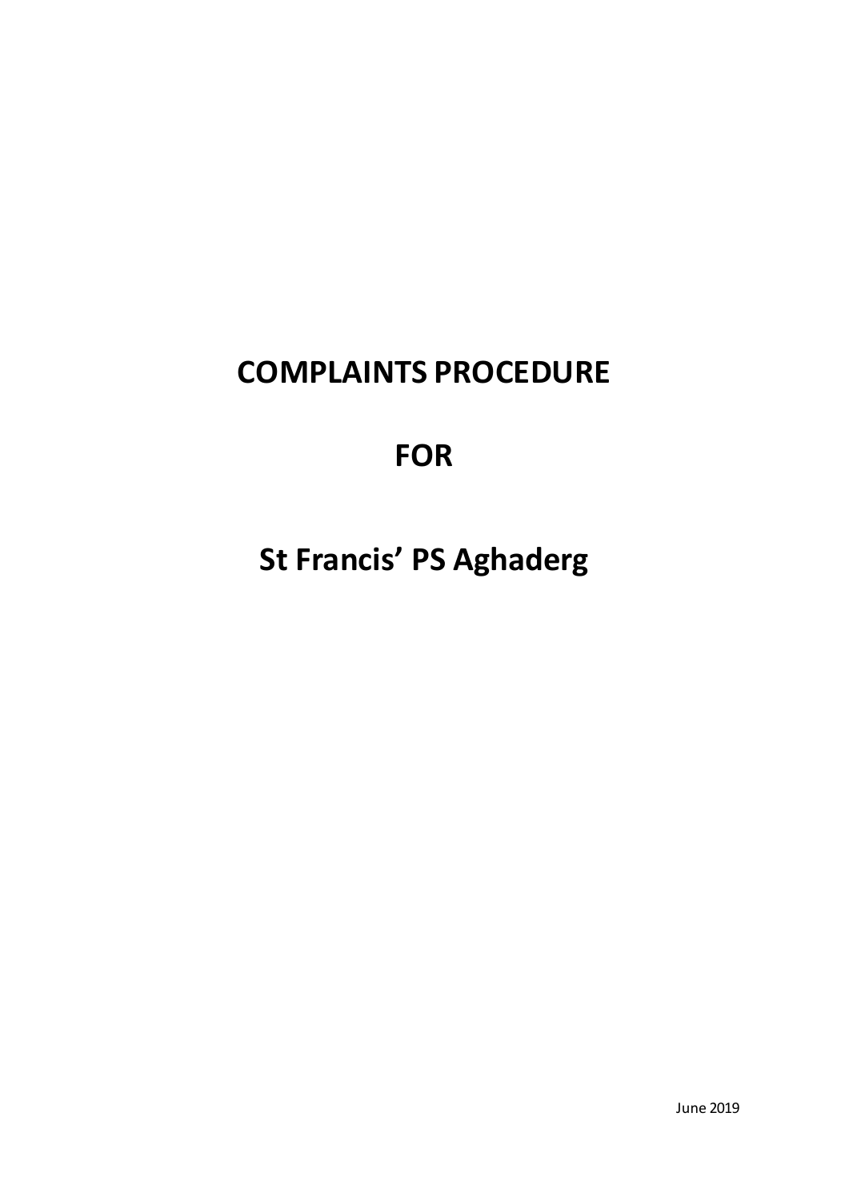# COMPLAINTS PROCEDURE

# FOR

# St Francis' PS Aghaderg

June 2019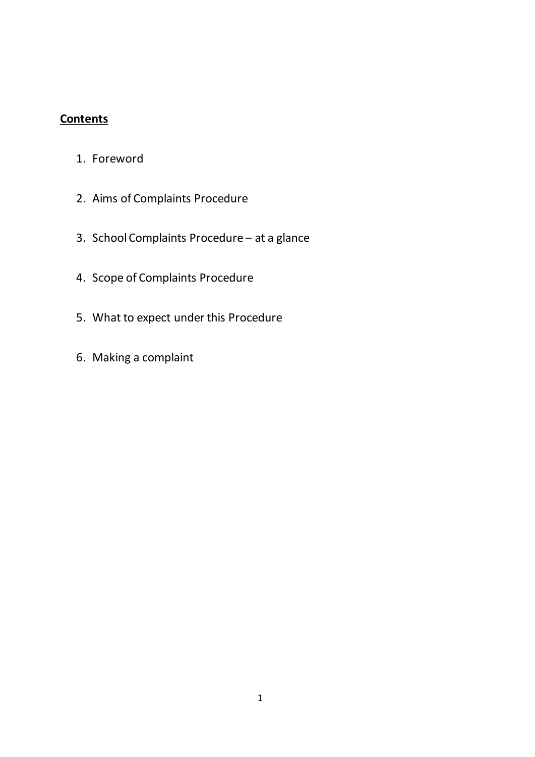**Contents**

1. Foreword
2. Aims of Complaints Procedure
3. School Complaints Procedure – at a glance
4. Scope of Complaints Procedure
5. What to expect under this Procedure
6. Making a complaint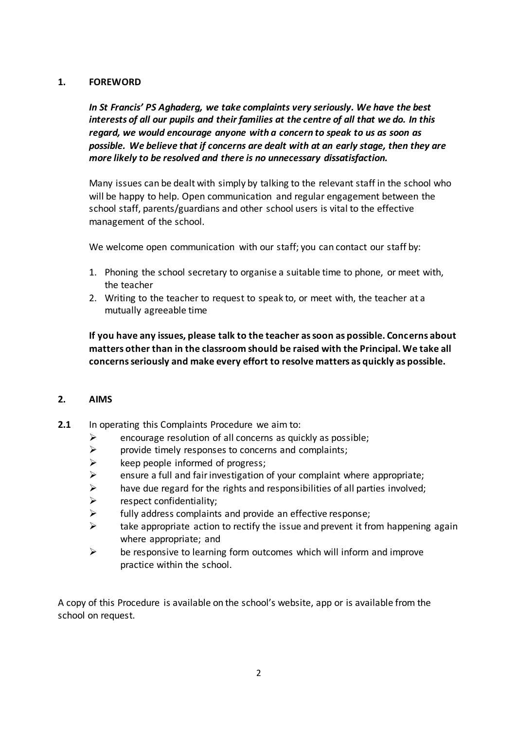## 1. FOREWORD

***In St Francis' PS Aghaderg, we take complaints very seriously. We have the best interests of all our pupils and their families at the centre of all that we do. In this regard, we would encourage anyone with a concern to speak to us as soon as possible. We believe that if concerns are dealt with at an early stage, then they are more likely to be resolved and there is no unnecessary dissatisfaction.***

Many issues can be dealt with simply by talking to the relevant staff in the school who will be happy to help. Open communication and regular engagement between the school staff, parents/guardians and other school users is vital to the effective management of the school.

We welcome open communication with our staff; you can contact our staff by:

1. Phoning the school secretary to organise a suitable time to phone, or meet with, the teacher
2. Writing to the teacher to request to speak to, or meet with, the teacher at a mutually agreeable time

**If you have any issues, please talk to the teacher as soon as possible. Concerns about matters other than in the classroom should be raised with the Principal. We take all concerns seriously and make every effort to resolve matters as quickly as possible.**

## 2. AIMS

**2.1** In operating this Complaints Procedure we aim to:

- encourage resolution of all concerns as quickly as possible;
- provide timely responses to concerns and complaints;
- keep people informed of progress;
- ensure a full and fair investigation of your complaint where appropriate;
- have due regard for the rights and responsibilities of all parties involved;
- respect confidentiality;
- fully address complaints and provide an effective response;
- take appropriate action to rectify the issue and prevent it from happening again where appropriate; and
- be responsive to learning form outcomes which will inform and improve practice within the school.

A copy of this Procedure is available on the school's website, app or is available from the school on request.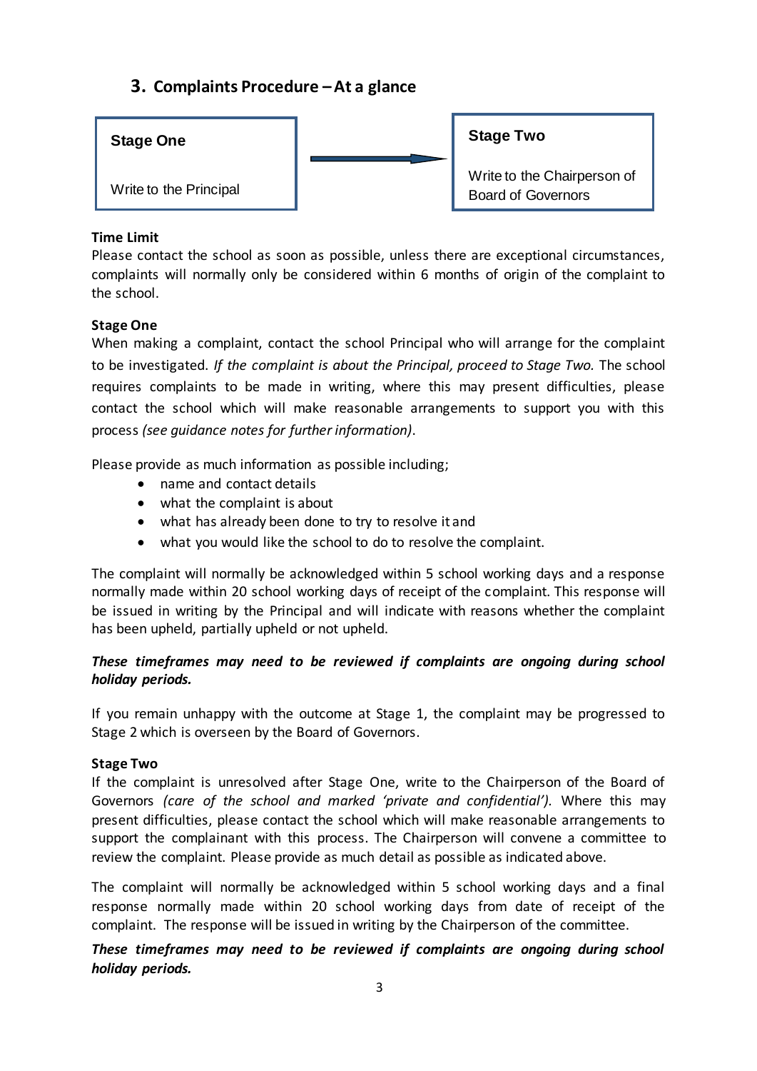## 3. Complaints Procedure – At a glance

**Stage One**

Write to the Principal

→

**Stage Two**

Write to the Chairperson of Board of Governors

**Time Limit**

Please contact the school as soon as possible, unless there are exceptional circumstances, complaints will normally only be considered within 6 months of origin of the complaint to the school.

**Stage One**

When making a complaint, contact the school Principal who will arrange for the complaint to be investigated. *If the complaint is about the Principal, proceed to Stage Two.* The school requires complaints to be made in writing, where this may present difficulties, please contact the school which will make reasonable arrangements to support you with this process *(see guidance notes for further information)*.

Please provide as much information as possible including;

- name and contact details
- what the complaint is about
- what has already been done to try to resolve it and
- what you would like the school to do to resolve the complaint.

The complaint will normally be acknowledged within 5 school working days and a response normally made within 20 school working days of receipt of the complaint. This response will be issued in writing by the Principal and will indicate with reasons whether the complaint has been upheld, partially upheld or not upheld.

***These timeframes may need to be reviewed if complaints are ongoing during school holiday periods.***

If you remain unhappy with the outcome at Stage 1, the complaint may be progressed to Stage 2 which is overseen by the Board of Governors.

**Stage Two**

If the complaint is unresolved after Stage One, write to the Chairperson of the Board of Governors *(care of the school and marked 'private and confidential').* Where this may present difficulties, please contact the school which will make reasonable arrangements to support the complainant with this process. The Chairperson will convene a committee to review the complaint. Please provide as much detail as possible as indicated above.

The complaint will normally be acknowledged within 5 school working days and a final response normally made within 20 school working days from date of receipt of the complaint. The response will be issued in writing by the Chairperson of the committee.

***These timeframes may need to be reviewed if complaints are ongoing during school holiday periods.***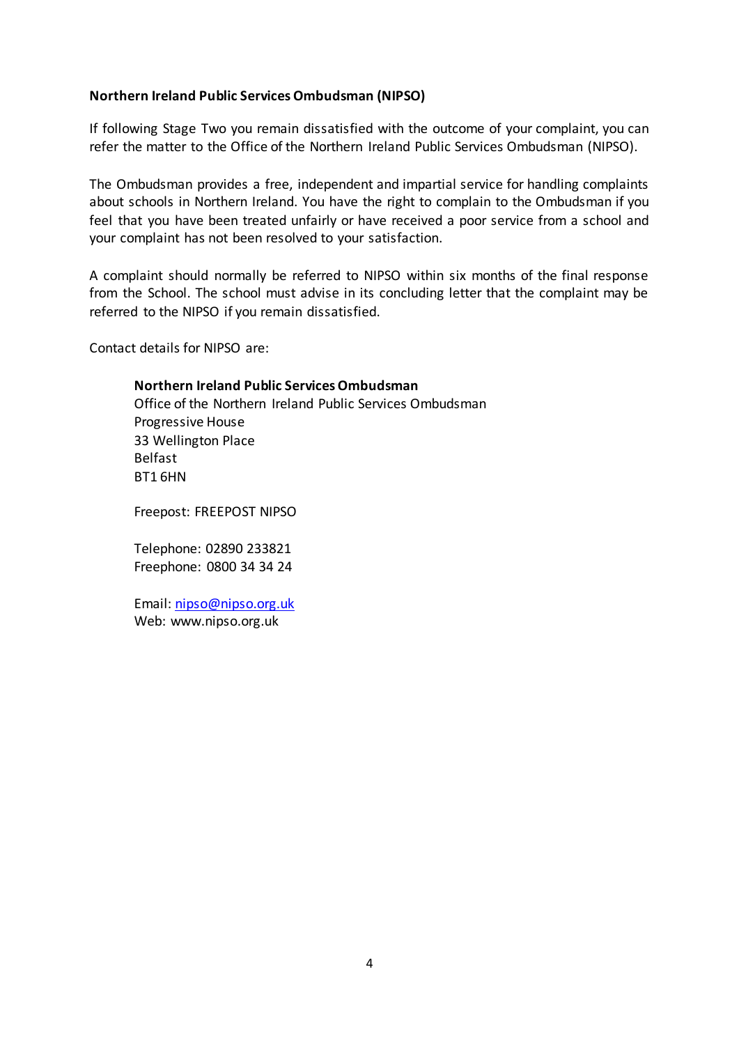**Northern Ireland Public Services Ombudsman (NIPSO)**

If following Stage Two you remain dissatisfied with the outcome of your complaint, you can refer the matter to the Office of the Northern Ireland Public Services Ombudsman (NIPSO).

The Ombudsman provides a free, independent and impartial service for handling complaints about schools in Northern Ireland. You have the right to complain to the Ombudsman if you feel that you have been treated unfairly or have received a poor service from a school and your complaint has not been resolved to your satisfaction.

A complaint should normally be referred to NIPSO within six months of the final response from the School. The school must advise in its concluding letter that the complaint may be referred to the NIPSO if you remain dissatisfied.

Contact details for NIPSO are:

> **Northern Ireland Public Services Ombudsman**
> Office of the Northern Ireland Public Services Ombudsman
> Progressive House
> 33 Wellington Place
> Belfast
> BT1 6HN
>
> Freepost: FREEPOST NIPSO
>
> Telephone: 02890 233821
> Freephone: 0800 34 34 24
>
> Email: nipso@nipso.org.uk
> Web: www.nipso.org.uk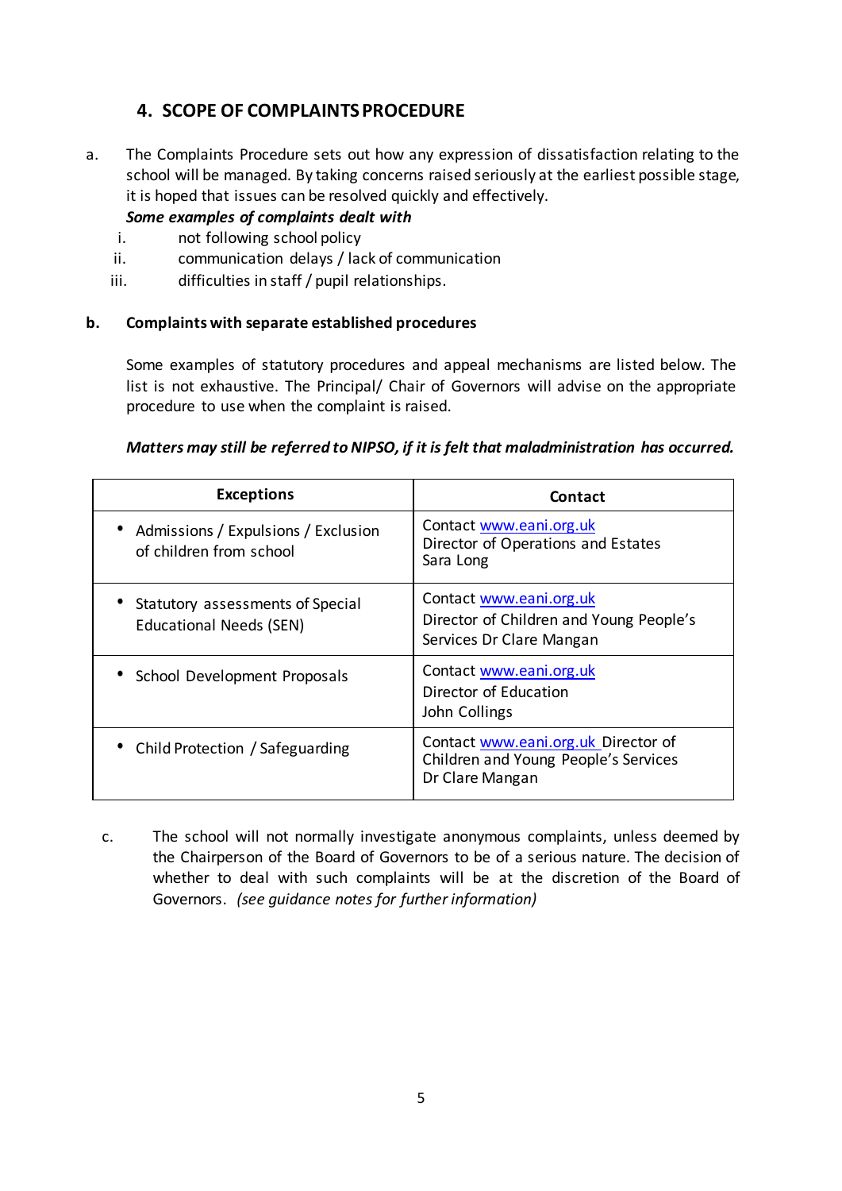## 4. SCOPE OF COMPLAINTS PROCEDURE

a. The Complaints Procedure sets out how any expression of dissatisfaction relating to the school will be managed. By taking concerns raised seriously at the earliest possible stage, it is hoped that issues can be resolved quickly and effectively.

***Some examples of complaints dealt with***

i. not following school policy
ii. communication delays / lack of communication
iii. difficulties in staff / pupil relationships.

**b. Complaints with separate established procedures**

Some examples of statutory procedures and appeal mechanisms are listed below. The list is not exhaustive. The Principal/ Chair of Governors will advise on the appropriate procedure to use when the complaint is raised.

***Matters may still be referred to NIPSO, if it is felt that maladministration has occurred.***

| Exceptions | Contact |
|---|---|
| • Admissions / Expulsions / Exclusion of children from school | Contact www.eani.org.uk Director of Operations and Estates Sara Long |
| • Statutory assessments of Special Educational Needs (SEN) | Contact www.eani.org.uk Director of Children and Young People's Services Dr Clare Mangan |
| • School Development Proposals | Contact www.eani.org.uk Director of Education John Collings |
| • Child Protection / Safeguarding | Contact www.eani.org.uk Director of Children and Young People's Services Dr Clare Mangan |

c. The school will not normally investigate anonymous complaints, unless deemed by the Chairperson of the Board of Governors to be of a serious nature. The decision of whether to deal with such complaints will be at the discretion of the Board of Governors. *(see guidance notes for further information)*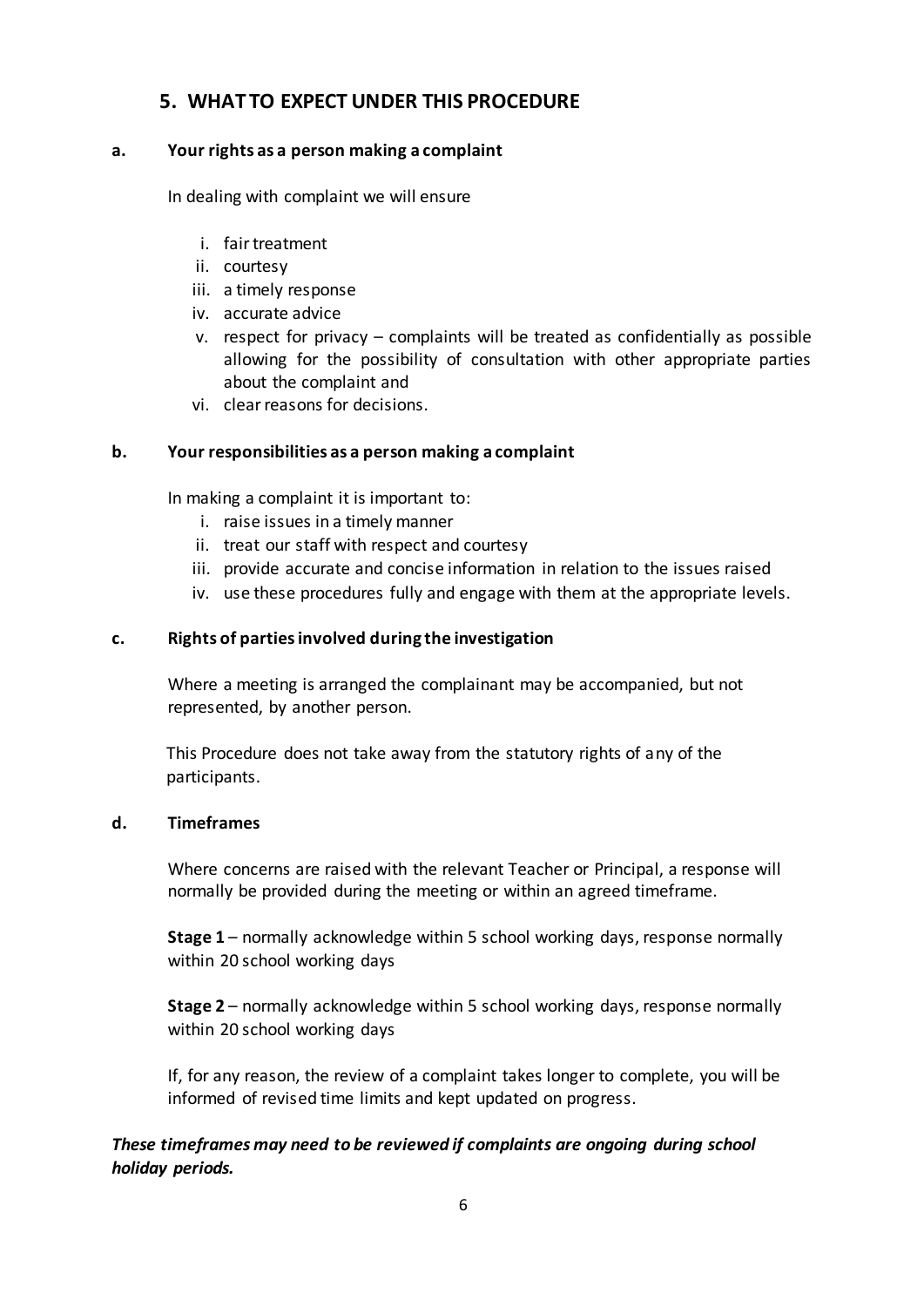## 5. WHAT TO EXPECT UNDER THIS PROCEDURE

### a. Your rights as a person making a complaint

In dealing with complaint we will ensure

i. fair treatment
ii. courtesy
iii. a timely response
iv. accurate advice
v. respect for privacy – complaints will be treated as confidentially as possible allowing for the possibility of consultation with other appropriate parties about the complaint and
vi. clear reasons for decisions.

### b. Your responsibilities as a person making a complaint

In making a complaint it is important to:

i. raise issues in a timely manner
ii. treat our staff with respect and courtesy
iii. provide accurate and concise information in relation to the issues raised
iv. use these procedures fully and engage with them at the appropriate levels.

### c. Rights of parties involved during the investigation

Where a meeting is arranged the complainant may be accompanied, but not represented, by another person.

This Procedure does not take away from the statutory rights of any of the participants.

### d. Timeframes

Where concerns are raised with the relevant Teacher or Principal, a response will normally be provided during the meeting or within an agreed timeframe.

**Stage 1** – normally acknowledge within 5 school working days, response normally within 20 school working days

**Stage 2** – normally acknowledge within 5 school working days, response normally within 20 school working days

If, for any reason, the review of a complaint takes longer to complete, you will be informed of revised time limits and kept updated on progress.

***These timeframes may need to be reviewed if complaints are ongoing during school holiday periods.***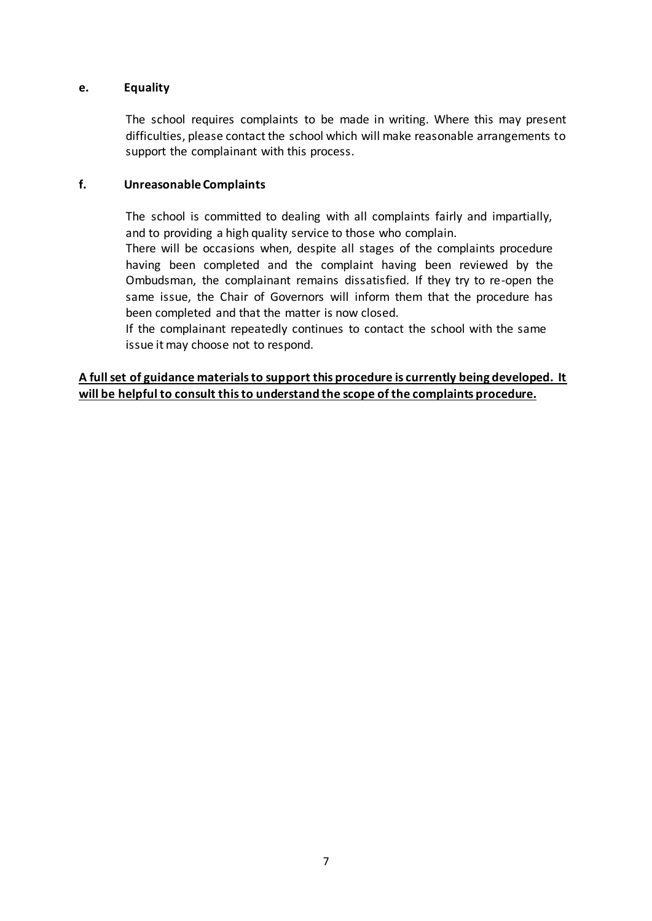**e. Equality**

The school requires complaints to be made in writing. Where this may present difficulties, please contact the school which will make reasonable arrangements to support the complainant with this process.

**f. Unreasonable Complaints**

The school is committed to dealing with all complaints fairly and impartially, and to providing a high quality service to those who complain.

There will be occasions when, despite all stages of the complaints procedure having been completed and the complaint having been reviewed by the Ombudsman, the complainant remains dissatisfied. If they try to re-open the same issue, the Chair of Governors will inform them that the procedure has been completed and that the matter is now closed.

If the complainant repeatedly continues to contact the school with the same issue it may choose not to respond.

**A full set of guidance materials to support this procedure is currently being developed. It will be helpful to consult this to understand the scope of the complaints procedure.**